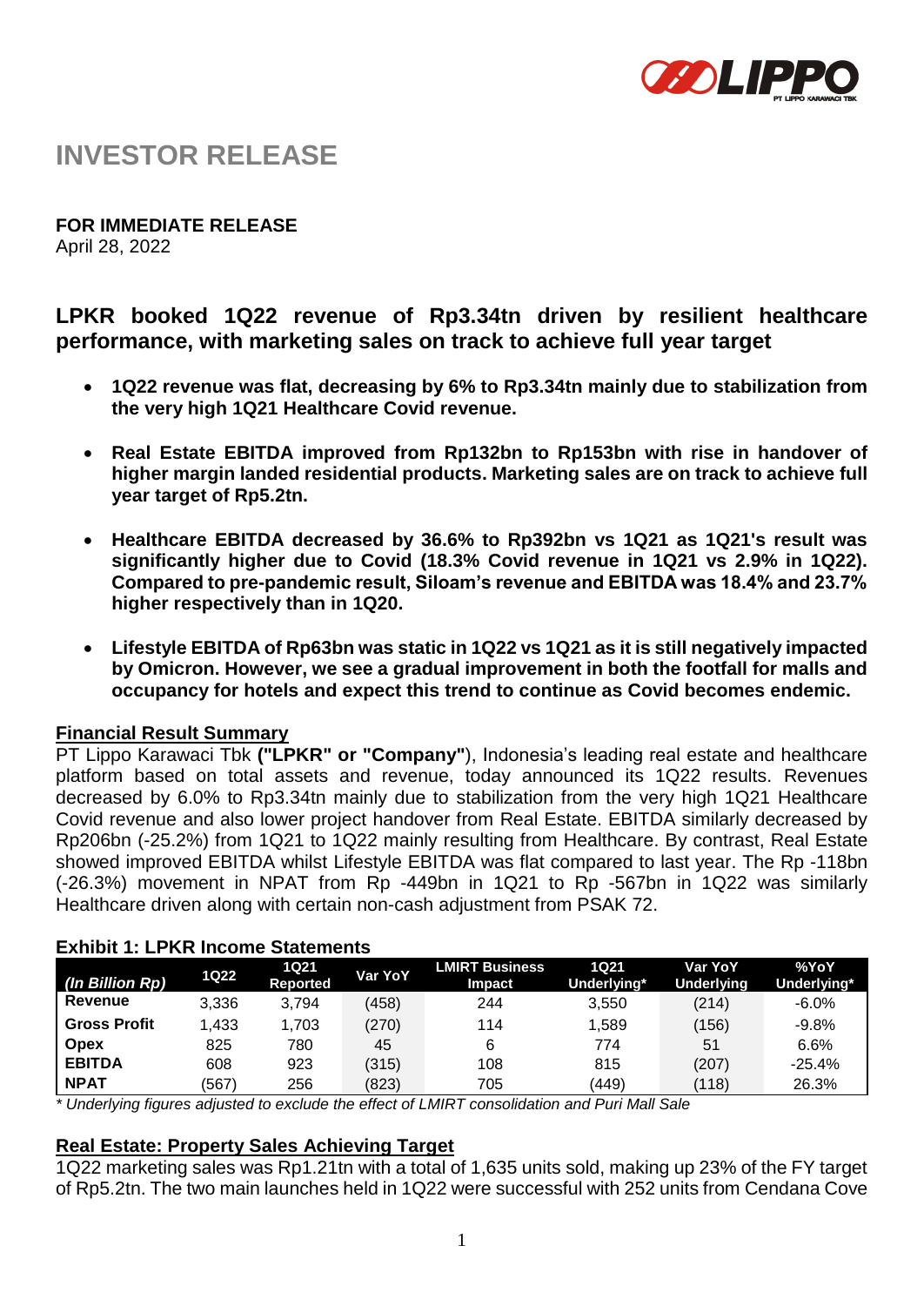# INVESTOR RELEASE

**FOR IMMEDIATE RELEASE**
April 28, 2022

## LPKR booked 1Q22 revenue of Rp3.34tn driven by resilient healthcare performance, with marketing sales on track to achieve full year target

- **1Q22 revenue was flat, decreasing by 6% to Rp3.34tn mainly due to stabilization from the very high 1Q21 Healthcare Covid revenue.**
- **Real Estate EBITDA improved from Rp132bn to Rp153bn with rise in handover of higher margin landed residential products. Marketing sales are on track to achieve full year target of Rp5.2tn.**
- **Healthcare EBITDA decreased by 36.6% to Rp392bn vs 1Q21 as 1Q21's result was significantly higher due to Covid (18.3% Covid revenue in 1Q21 vs 2.9% in 1Q22). Compared to pre-pandemic result, Siloam's revenue and EBITDA was 18.4% and 23.7% higher respectively than in 1Q20.**
- **Lifestyle EBITDA of Rp63bn was static in 1Q22 vs 1Q21 as it is still negatively impacted by Omicron. However, we see a gradual improvement in both the footfall for malls and occupancy for hotels and expect this trend to continue as Covid becomes endemic.**

**Financial Result Summary**

PT Lippo Karawaci Tbk **("LPKR" or "Company")**, Indonesia's leading real estate and healthcare platform based on total assets and revenue, today announced its 1Q22 results. Revenues decreased by 6.0% to Rp3.34tn mainly due to stabilization from the very high 1Q21 Healthcare Covid revenue and also lower project handover from Real Estate. EBITDA similarly decreased by Rp206bn (-25.2%) from 1Q21 to 1Q22 mainly resulting from Healthcare. By contrast, Real Estate showed improved EBITDA whilst Lifestyle EBITDA was flat compared to last year. The Rp -118bn (-26.3%) movement in NPAT from Rp -449bn in 1Q21 to Rp -567bn in 1Q22 was similarly Healthcare driven along with certain non-cash adjustment from PSAK 72.

**Exhibit 1: LPKR Income Statements**

| *(In Billion Rp)* | 1Q22 | 1Q21 Reported | Var YoY | LMIRT Business Impact | 1Q21 Underlying* | Var YoY Underlying | %YoY Underlying* |
|---|---|---|---|---|---|---|---|
| **Revenue** | 3,336 | 3,794 | (458) | 244 | 3,550 | (214) | -6.0% |
| **Gross Profit** | 1,433 | 1,703 | (270) | 114 | 1,589 | (156) | -9.8% |
| **Opex** | 825 | 780 | 45 | 6 | 774 | 51 | 6.6% |
| **EBITDA** | 608 | 923 | (315) | 108 | 815 | (207) | -25.4% |
| **NPAT** | (567) | 256 | (823) | 705 | (449) | (118) | 26.3% |

*\* Underlying figures adjusted to exclude the effect of LMIRT consolidation and Puri Mall Sale*

**Real Estate: Property Sales Achieving Target**

1Q22 marketing sales was Rp1.21tn with a total of 1,635 units sold, making up 23% of the FY target of Rp5.2tn. The two main launches held in 1Q22 were successful with 252 units from Cendana Cove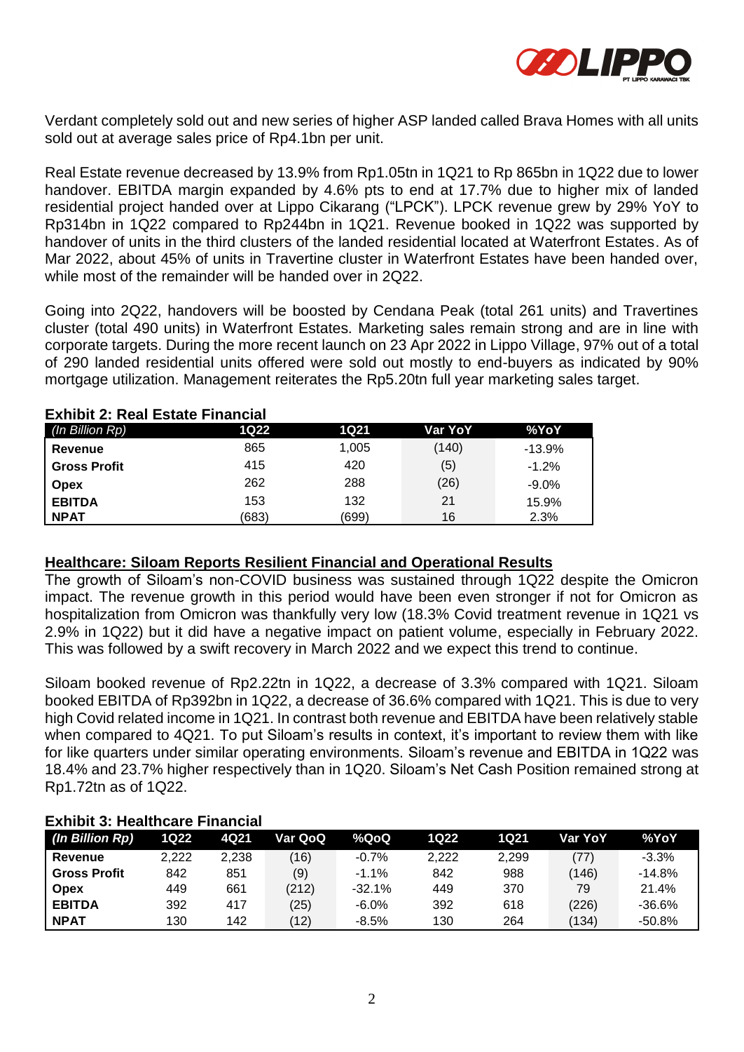Verdant completely sold out and new series of higher ASP landed called Brava Homes with all units sold out at average sales price of Rp4.1bn per unit.

Real Estate revenue decreased by 13.9% from Rp1.05tn in 1Q21 to Rp 865bn in 1Q22 due to lower handover. EBITDA margin expanded by 4.6% pts to end at 17.7% due to higher mix of landed residential project handed over at Lippo Cikarang ("LPCK"). LPCK revenue grew by 29% YoY to Rp314bn in 1Q22 compared to Rp244bn in 1Q21. Revenue booked in 1Q22 was supported by handover of units in the third clusters of the landed residential located at Waterfront Estates. As of Mar 2022, about 45% of units in Travertine cluster in Waterfront Estates have been handed over, while most of the remainder will be handed over in 2Q22.

Going into 2Q22, handovers will be boosted by Cendana Peak (total 261 units) and Travertines cluster (total 490 units) in Waterfront Estates. Marketing sales remain strong and are in line with corporate targets. During the more recent launch on 23 Apr 2022 in Lippo Village, 97% out of a total of 290 landed residential units offered were sold out mostly to end-buyers as indicated by 90% mortgage utilization. Management reiterates the Rp5.20tn full year marketing sales target.

**Exhibit 2: Real Estate Financial**

| *(In Billion Rp)* | 1Q22 | 1Q21 | Var YoY | %YoY |
|---|---|---|---|---|
| **Revenue** | 865 | 1,005 | (140) | -13.9% |
| **Gross Profit** | 415 | 420 | (5) | -1.2% |
| **Opex** | 262 | 288 | (26) | -9.0% |
| **EBITDA** | 153 | 132 | 21 | 15.9% |
| **NPAT** | (683) | (699) | 16 | 2.3% |

## Healthcare: Siloam Reports Resilient Financial and Operational Results

The growth of Siloam's non-COVID business was sustained through 1Q22 despite the Omicron impact. The revenue growth in this period would have been even stronger if not for Omicron as hospitalization from Omicron was thankfully very low (18.3% Covid treatment revenue in 1Q21 vs 2.9% in 1Q22) but it did have a negative impact on patient volume, especially in February 2022. This was followed by a swift recovery in March 2022 and we expect this trend to continue.

Siloam booked revenue of Rp2.22tn in 1Q22, a decrease of 3.3% compared with 1Q21. Siloam booked EBITDA of Rp392bn in 1Q22, a decrease of 36.6% compared with 1Q21. This is due to very high Covid related income in 1Q21. In contrast both revenue and EBITDA have been relatively stable when compared to 4Q21. To put Siloam's results in context, it's important to review them with like for like quarters under similar operating environments. Siloam's revenue and EBITDA in 1Q22 was 18.4% and 23.7% higher respectively than in 1Q20. Siloam's Net Cash Position remained strong at Rp1.72tn as of 1Q22.

**Exhibit 3: Healthcare Financial**

| *(In Billion Rp)* | 1Q22 | 4Q21 | Var QoQ | %QoQ | 1Q22 | 1Q21 | Var YoY | %YoY |
|---|---|---|---|---|---|---|---|---|
| **Revenue** | 2,222 | 2,238 | (16) | -0.7% | 2,222 | 2,299 | (77) | -3.3% |
| **Gross Profit** | 842 | 851 | (9) | -1.1% | 842 | 988 | (146) | -14.8% |
| **Opex** | 449 | 661 | (212) | -32.1% | 449 | 370 | 79 | 21.4% |
| **EBITDA** | 392 | 417 | (25) | -6.0% | 392 | 618 | (226) | -36.6% |
| **NPAT** | 130 | 142 | (12) | -8.5% | 130 | 264 | (134) | -50.8% |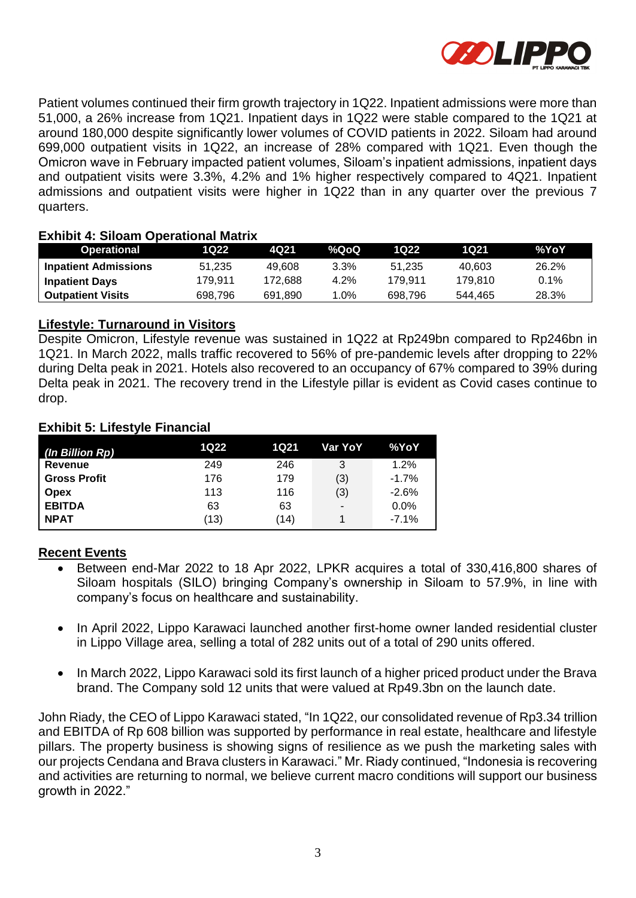Patient volumes continued their firm growth trajectory in 1Q22. Inpatient admissions were more than 51,000, a 26% increase from 1Q21. Inpatient days in 1Q22 were stable compared to the 1Q21 at around 180,000 despite significantly lower volumes of COVID patients in 2022. Siloam had around 699,000 outpatient visits in 1Q22, an increase of 28% compared with 1Q21. Even though the Omicron wave in February impacted patient volumes, Siloam's inpatient admissions, inpatient days and outpatient visits were 3.3%, 4.2% and 1% higher respectively compared to 4Q21. Inpatient admissions and outpatient visits were higher in 1Q22 than in any quarter over the previous 7 quarters.

**Exhibit 4: Siloam Operational Matrix**

| Operational | 1Q22 | 4Q21 | %QoQ | 1Q22 | 1Q21 | %YoY |
|---|---|---|---|---|---|---|
| **Inpatient Admissions** | 51,235 | 49,608 | 3.3% | 51,235 | 40,603 | 26.2% |
| **Inpatient Days** | 179,911 | 172,688 | 4.2% | 179,911 | 179,810 | 0.1% |
| **Outpatient Visits** | 698,796 | 691,890 | 1.0% | 698,796 | 544,465 | 28.3% |

## Lifestyle: Turnaround in Visitors

Despite Omicron, Lifestyle revenue was sustained in 1Q22 at Rp249bn compared to Rp246bn in 1Q21. In March 2022, malls traffic recovered to 56% of pre-pandemic levels after dropping to 22% during Delta peak in 2021. Hotels also recovered to an occupancy of 67% compared to 39% during Delta peak in 2021. The recovery trend in the Lifestyle pillar is evident as Covid cases continue to drop.

**Exhibit 5: Lifestyle Financial**

| *(In Billion Rp)* | 1Q22 | 1Q21 | Var YoY | %YoY |
|---|---|---|---|---|
| **Revenue** | 249 | 246 | 3 | 1.2% |
| **Gross Profit** | 176 | 179 | (3) | -1.7% |
| **Opex** | 113 | 116 | (3) | -2.6% |
| **EBITDA** | 63 | 63 | - | 0.0% |
| **NPAT** | (13) | (14) | 1 | -7.1% |

## Recent Events

- Between end-Mar 2022 to 18 Apr 2022, LPKR acquires a total of 330,416,800 shares of Siloam hospitals (SILO) bringing Company's ownership in Siloam to 57.9%, in line with company's focus on healthcare and sustainability.
- In April 2022, Lippo Karawaci launched another first-home owner landed residential cluster in Lippo Village area, selling a total of 282 units out of a total of 290 units offered.
- In March 2022, Lippo Karawaci sold its first launch of a higher priced product under the Brava brand. The Company sold 12 units that were valued at Rp49.3bn on the launch date.

John Riady, the CEO of Lippo Karawaci stated, "In 1Q22, our consolidated revenue of Rp3.34 trillion and EBITDA of Rp 608 billion was supported by performance in real estate, healthcare and lifestyle pillars. The property business is showing signs of resilience as we push the marketing sales with our projects Cendana and Brava clusters in Karawaci." Mr. Riady continued, "Indonesia is recovering and activities are returning to normal, we believe current macro conditions will support our business growth in 2022."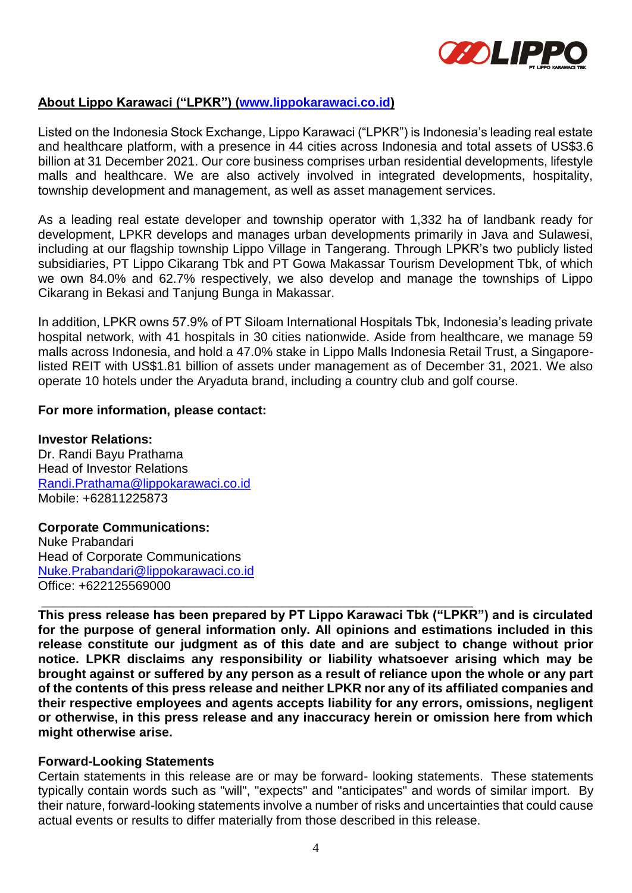## **About Lippo Karawaci ("LPKR") ([www.lippokarawaci.co.id](www.lippokarawaci.co.id))**

Listed on the Indonesia Stock Exchange, Lippo Karawaci ("LPKR") is Indonesia's leading real estate and healthcare platform, with a presence in 44 cities across Indonesia and total assets of US$3.6 billion at 31 December 2021. Our core business comprises urban residential developments, lifestyle malls and healthcare. We are also actively involved in integrated developments, hospitality, township development and management, as well as asset management services.

As a leading real estate developer and township operator with 1,332 ha of landbank ready for development, LPKR develops and manages urban developments primarily in Java and Sulawesi, including at our flagship township Lippo Village in Tangerang. Through LPKR's two publicly listed subsidiaries, PT Lippo Cikarang Tbk and PT Gowa Makassar Tourism Development Tbk, of which we own 84.0% and 62.7% respectively, we also develop and manage the townships of Lippo Cikarang in Bekasi and Tanjung Bunga in Makassar.

In addition, LPKR owns 57.9% of PT Siloam International Hospitals Tbk, Indonesia's leading private hospital network, with 41 hospitals in 30 cities nationwide. Aside from healthcare, we manage 59 malls across Indonesia, and hold a 47.0% stake in Lippo Malls Indonesia Retail Trust, a Singapore-listed REIT with US$1.81 billion of assets under management as of December 31, 2021. We also operate 10 hotels under the Aryaduta brand, including a country club and golf course.

**For more information, please contact:**

**Investor Relations:**
Dr. Randi Bayu Prathama
Head of Investor Relations
[Randi.Prathama@lippokarawaci.co.id](mailto:Randi.Prathama@lippokarawaci.co.id)
Mobile: +62811225873

**Corporate Communications:**
Nuke Prabandari
Head of Corporate Communications
[Nuke.Prabandari@lippokarawaci.co.id](mailto:Nuke.Prabandari@lippokarawaci.co.id)
Office: +622125569000

---

**This press release has been prepared by PT Lippo Karawaci Tbk ("LPKR") and is circulated for the purpose of general information only. All opinions and estimations included in this release constitute our judgment as of this date and are subject to change without prior notice. LPKR disclaims any responsibility or liability whatsoever arising which may be brought against or suffered by any person as a result of reliance upon the whole or any part of the contents of this press release and neither LPKR nor any of its affiliated companies and their respective employees and agents accepts liability for any errors, omissions, negligent or otherwise, in this press release and any inaccuracy herein or omission here from which might otherwise arise.**

**Forward-Looking Statements**
Certain statements in this release are or may be forward- looking statements. These statements typically contain words such as "will", "expects" and "anticipates" and words of similar import. By their nature, forward-looking statements involve a number of risks and uncertainties that could cause actual events or results to differ materially from those described in this release.